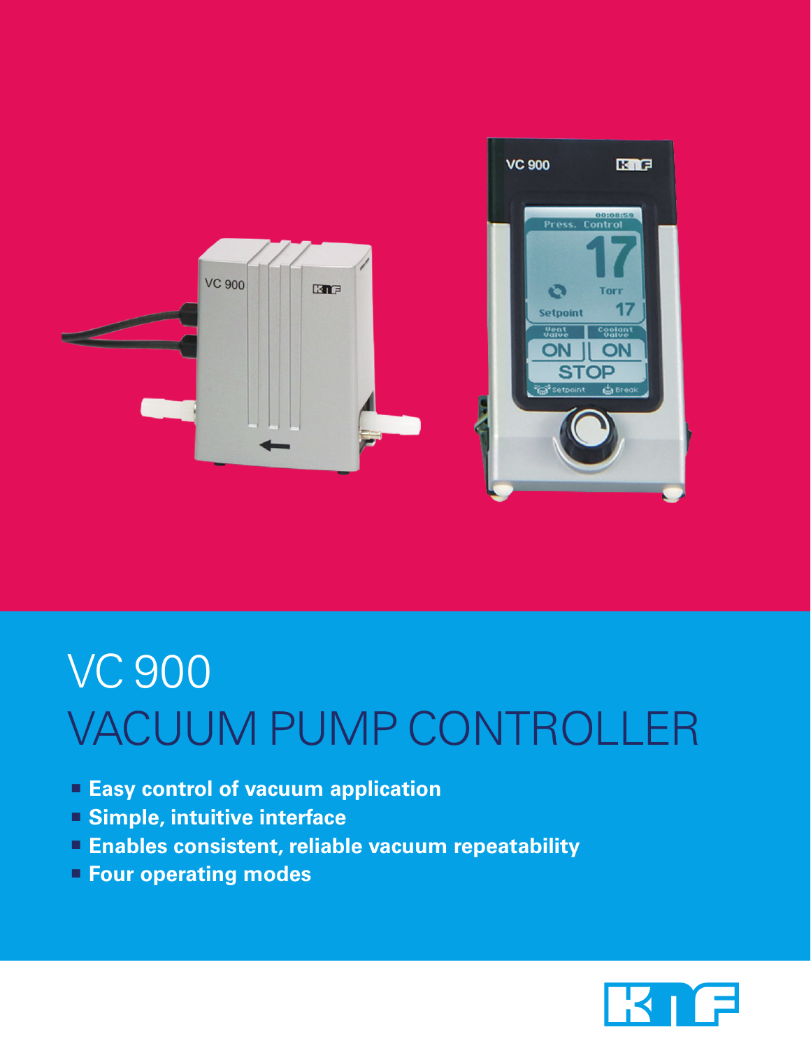# VC 900

# VACUUM PUMP CONTROLLER

- **Easy control of vacuum application**
- **Simple, intuitive interface**
- **Enables consistent, reliable vacuum repeatability**
- **Four operating modes**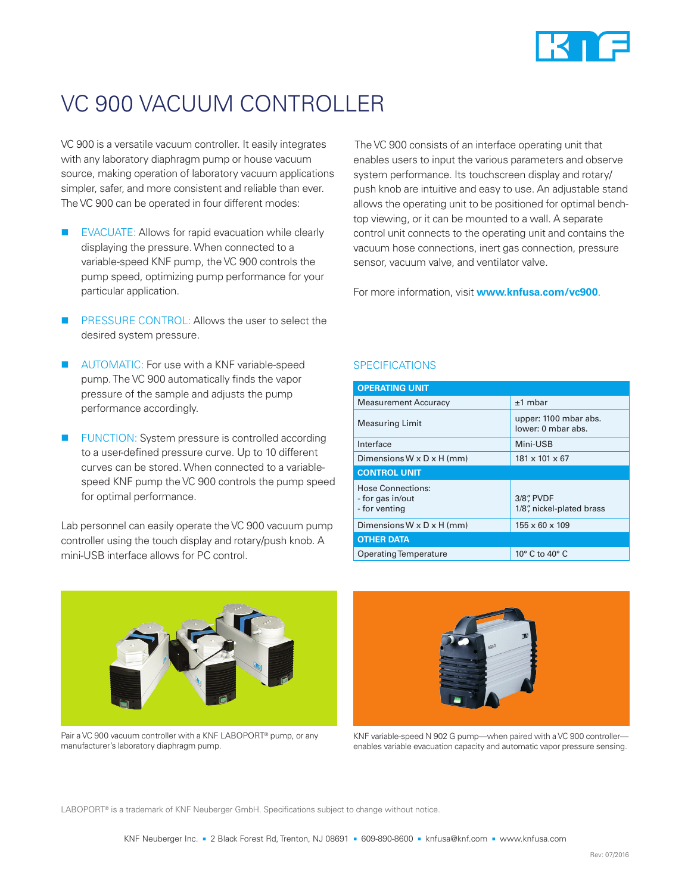# VC 900 VACUUM CONTROLLER

VC 900 is a versatile vacuum controller. It easily integrates with any laboratory diaphragm pump or house vacuum source, making operation of laboratory vacuum applications simpler, safer, and more consistent and reliable than ever. The VC 900 can be operated in four different modes:

- EVACUATE: Allows for rapid evacuation while clearly displaying the pressure. When connected to a variable-speed KNF pump, the VC 900 controls the pump speed, optimizing pump performance for your particular application.
- PRESSURE CONTROL: Allows the user to select the desired system pressure.
- AUTOMATIC: For use with a KNF variable-speed pump. The VC 900 automatically finds the vapor pressure of the sample and adjusts the pump performance accordingly.
- FUNCTION: System pressure is controlled according to a user-defined pressure curve. Up to 10 different curves can be stored. When connected to a variable-speed KNF pump the VC 900 controls the pump speed for optimal performance.

Lab personnel can easily operate the VC 900 vacuum pump controller using the touch display and rotary/push knob. A mini-USB interface allows for PC control.

The VC 900 consists of an interface operating unit that enables users to input the various parameters and observe system performance. Its touchscreen display and rotary/push knob are intuitive and easy to use. An adjustable stand allows the operating unit to be positioned for optimal bench-top viewing, or it can be mounted to a wall. A separate control unit connects to the operating unit and contains the vacuum hose connections, inert gas connection, pressure sensor, vacuum valve, and ventilator valve.

For more information, visit **www.knfusa.com/vc900**.

## SPECIFICATIONS

| | |
|---|---|
| **OPERATING UNIT** | |
| Measurement Accuracy | ±1 mbar |
| Measuring Limit | upper: 1100 mbar abs.<br>lower: 0 mbar abs. |
| Interface | Mini-USB |
| Dimensions W x D x H (mm) | 181 x 101 x 67 |
| **CONTROL UNIT** | |
| Hose Connections:<br>- for gas in/out<br>- for venting | <br>3/8", PVDF<br>1/8", nickel-plated brass |
| Dimensions W x D x H (mm) | 155 x 60 x 109 |
| **OTHER DATA** | |
| Operating Temperature | 10° C to 40° C |

Pair a VC 900 vacuum controller with a KNF LABOPORT® pump, or any manufacturer's laboratory diaphragm pump.

KNF variable-speed N 902 G pump—when paired with a VC 900 controller—enables variable evacuation capacity and automatic vapor pressure sensing.

LABOPORT® is a trademark of KNF Neuberger GmbH. Specifications subject to change without notice.

KNF Neuberger Inc. ▪ 2 Black Forest Rd, Trenton, NJ 08691 ▪ 609-890-8600 ▪ knfusa@knf.com ▪ www.knfusa.com

Rev: 07/2016